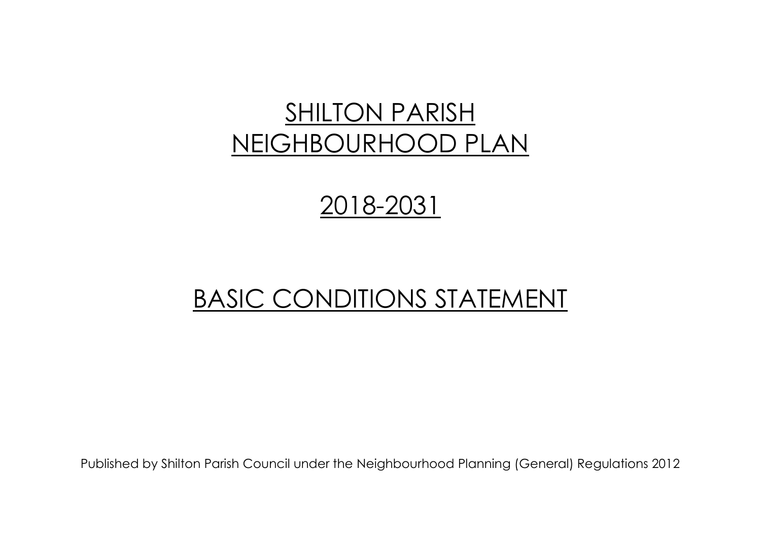# SHILTON PARISH NEIGHBOURHOOD PLAN

# 2018-2031

# BASIC CONDITIONS STATEMENT

Published by Shilton Parish Council under the Neighbourhood Planning (General) Regulations 2012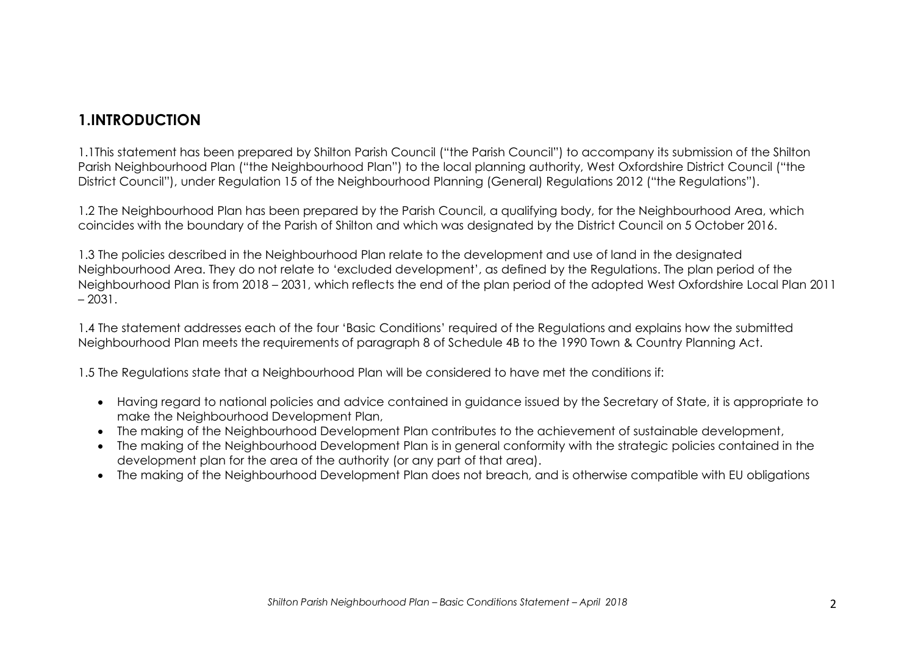# 1.INTRODUCTION

1.1This statement has been prepared by Shilton Parish Council ("the Parish Council") to accompany its submission of the Shilton Parish Neighbourhood Plan ("the Neighbourhood Plan") to the local planning authority, West Oxfordshire District Council ("the District Council"), under Regulation 15 of the Neighbourhood Planning (General) Regulations 2012 ("the Regulations").

1.2 The Neighbourhood Plan has been prepared by the Parish Council, a qualifying body, for the Neighbourhood Area, which coincides with the boundary of the Parish of Shilton and which was designated by the District Council on 5 October 2016.

1.3 The policies described in the Neighbourhood Plan relate to the development and use of land in the designated Neighbourhood Area. They do not relate to 'excluded development', as defined by the Regulations. The plan period of the Neighbourhood Plan is from 2018 – 2031, which reflects the end of the plan period of the adopted West Oxfordshire Local Plan 2011 – 2031.

1.4 The statement addresses each of the four 'Basic Conditions' required of the Regulations and explains how the submitted Neighbourhood Plan meets the requirements of paragraph 8 of Schedule 4B to the 1990 Town & Country Planning Act.

1.5 The Regulations state that a Neighbourhood Plan will be considered to have met the conditions if:

- Having regard to national policies and advice contained in guidance issued by the Secretary of State, it is appropriate to make the Neighbourhood Development Plan,
- The making of the Neighbourhood Development Plan contributes to the achievement of sustainable development,
- The making of the Neighbourhood Development Plan is in general conformity with the strategic policies contained in the development plan for the area of the authority (or any part of that area).
- The making of the Neighbourhood Development Plan does not breach, and is otherwise compatible with EU obligations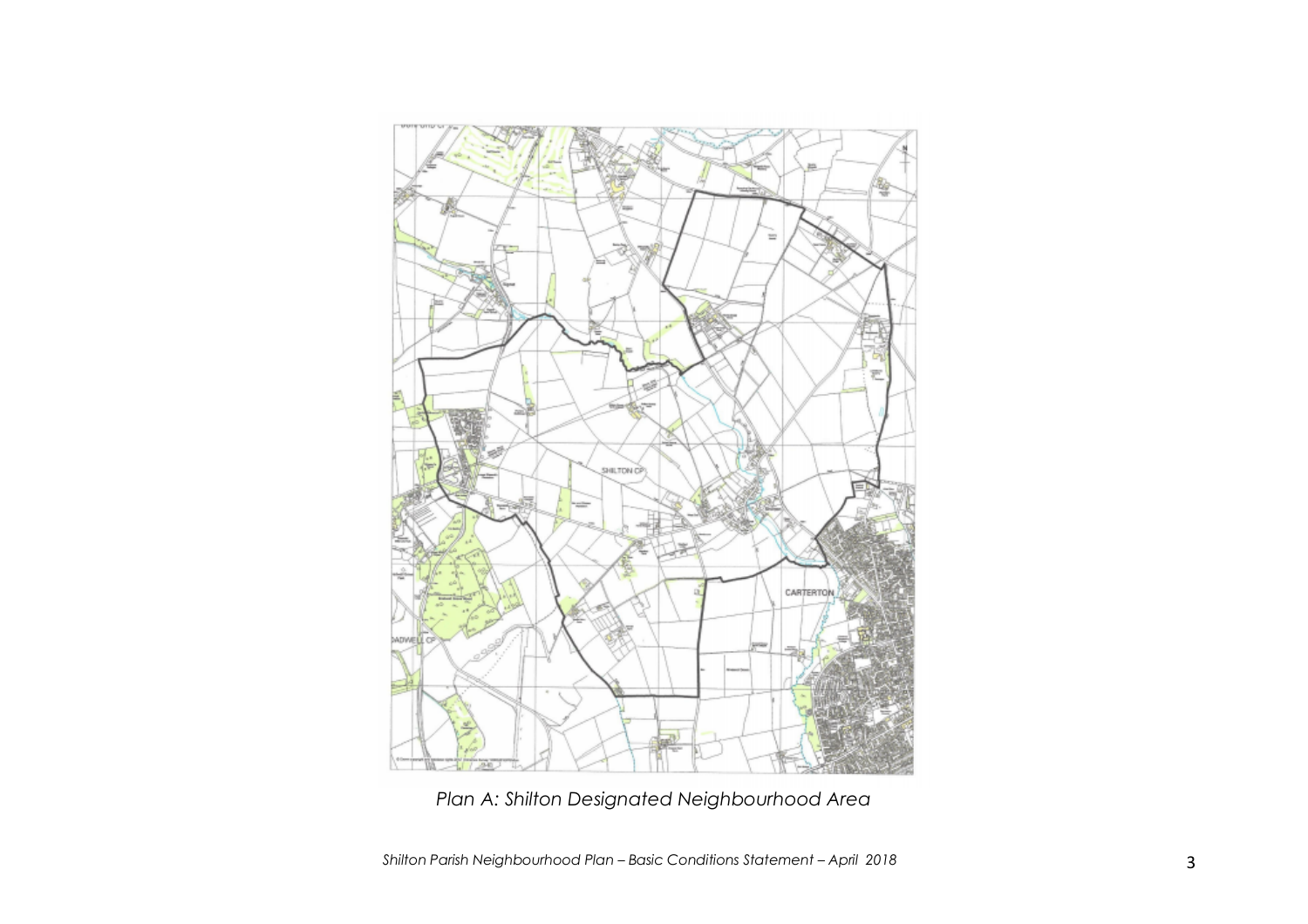*Plan A: Shilton Designated Neighbourhood Area*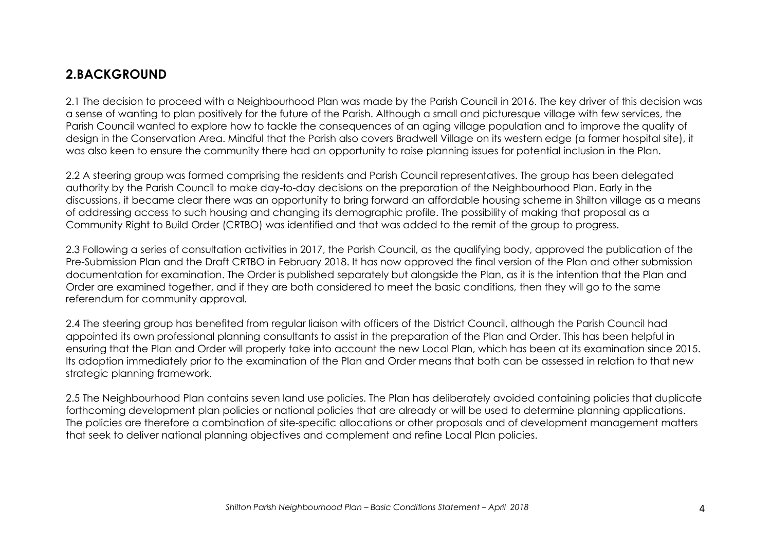## 2.BACKGROUND

2.1 The decision to proceed with a Neighbourhood Plan was made by the Parish Council in 2016. The key driver of this decision was a sense of wanting to plan positively for the future of the Parish. Although a small and picturesque village with few services, the Parish Council wanted to explore how to tackle the consequences of an aging village population and to improve the quality of design in the Conservation Area. Mindful that the Parish also covers Bradwell Village on its western edge (a former hospital site), it was also keen to ensure the community there had an opportunity to raise planning issues for potential inclusion in the Plan.

2.2 A steering group was formed comprising the residents and Parish Council representatives. The group has been delegated authority by the Parish Council to make day-to-day decisions on the preparation of the Neighbourhood Plan. Early in the discussions, it became clear there was an opportunity to bring forward an affordable housing scheme in Shilton village as a means of addressing access to such housing and changing its demographic profile. The possibility of making that proposal as a Community Right to Build Order (CRTBO) was identified and that was added to the remit of the group to progress.

2.3 Following a series of consultation activities in 2017, the Parish Council, as the qualifying body, approved the publication of the Pre-Submission Plan and the Draft CRTBO in February 2018. It has now approved the final version of the Plan and other submission documentation for examination. The Order is published separately but alongside the Plan, as it is the intention that the Plan and Order are examined together, and if they are both considered to meet the basic conditions, then they will go to the same referendum for community approval.

2.4 The steering group has benefited from regular liaison with officers of the District Council, although the Parish Council had appointed its own professional planning consultants to assist in the preparation of the Plan and Order. This has been helpful in ensuring that the Plan and Order will properly take into account the new Local Plan, which has been at its examination since 2015. Its adoption immediately prior to the examination of the Plan and Order means that both can be assessed in relation to that new strategic planning framework.

2.5 The Neighbourhood Plan contains seven land use policies. The Plan has deliberately avoided containing policies that duplicate forthcoming development plan policies or national policies that are already or will be used to determine planning applications. The policies are therefore a combination of site-specific allocations or other proposals and of development management matters that seek to deliver national planning objectives and complement and refine Local Plan policies.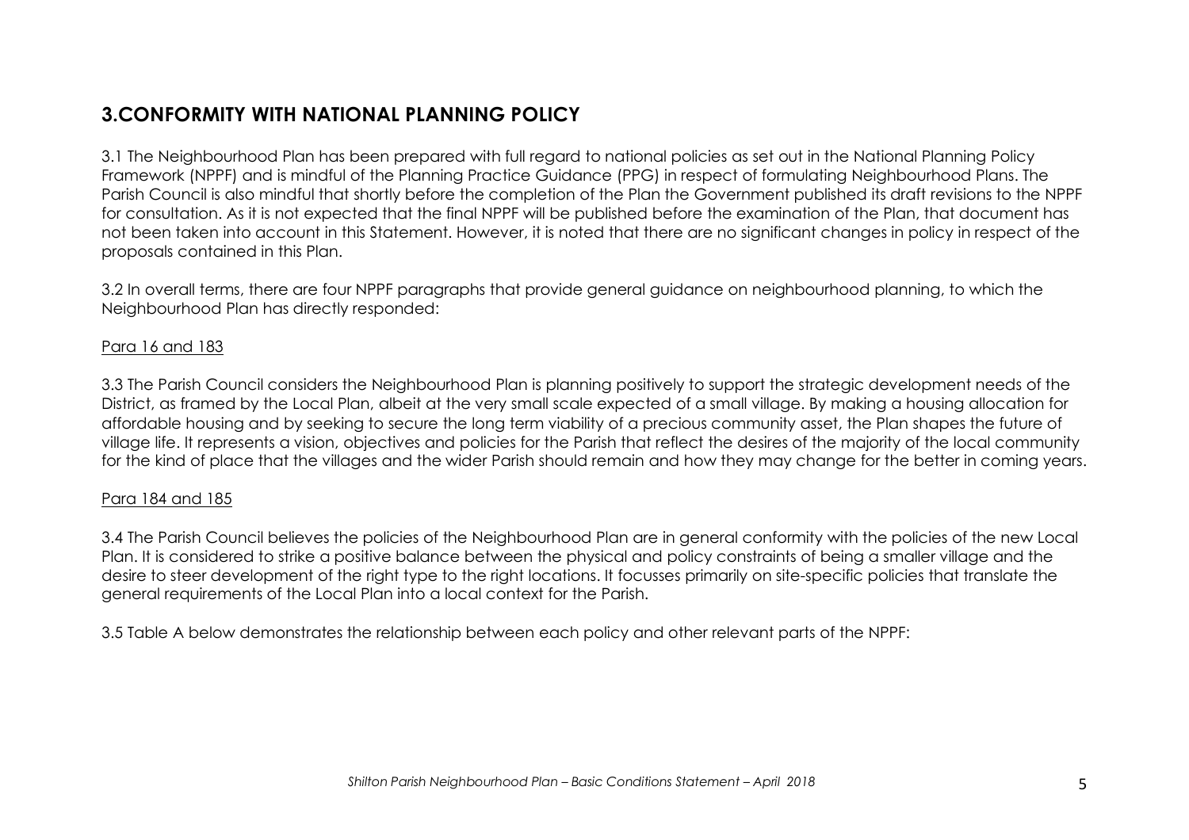## 3.CONFORMITY WITH NATIONAL PLANNING POLICY

3.1 The Neighbourhood Plan has been prepared with full regard to national policies as set out in the National Planning Policy Framework (NPPF) and is mindful of the Planning Practice Guidance (PPG) in respect of formulating Neighbourhood Plans. The Parish Council is also mindful that shortly before the completion of the Plan the Government published its draft revisions to the NPPF for consultation. As it is not expected that the final NPPF will be published before the examination of the Plan, that document has not been taken into account in this Statement. However, it is noted that there are no significant changes in policy in respect of the proposals contained in this Plan.

3.2 In overall terms, there are four NPPF paragraphs that provide general guidance on neighbourhood planning, to which the Neighbourhood Plan has directly responded:

Para 16 and 183

3.3 The Parish Council considers the Neighbourhood Plan is planning positively to support the strategic development needs of the District, as framed by the Local Plan, albeit at the very small scale expected of a small village. By making a housing allocation for affordable housing and by seeking to secure the long term viability of a precious community asset, the Plan shapes the future of village life. It represents a vision, objectives and policies for the Parish that reflect the desires of the majority of the local community for the kind of place that the villages and the wider Parish should remain and how they may change for the better in coming years.

Para 184 and 185

3.4 The Parish Council believes the policies of the Neighbourhood Plan are in general conformity with the policies of the new Local Plan. It is considered to strike a positive balance between the physical and policy constraints of being a smaller village and the desire to steer development of the right type to the right locations. It focusses primarily on site-specific policies that translate the general requirements of the Local Plan into a local context for the Parish.

3.5 Table A below demonstrates the relationship between each policy and other relevant parts of the NPPF: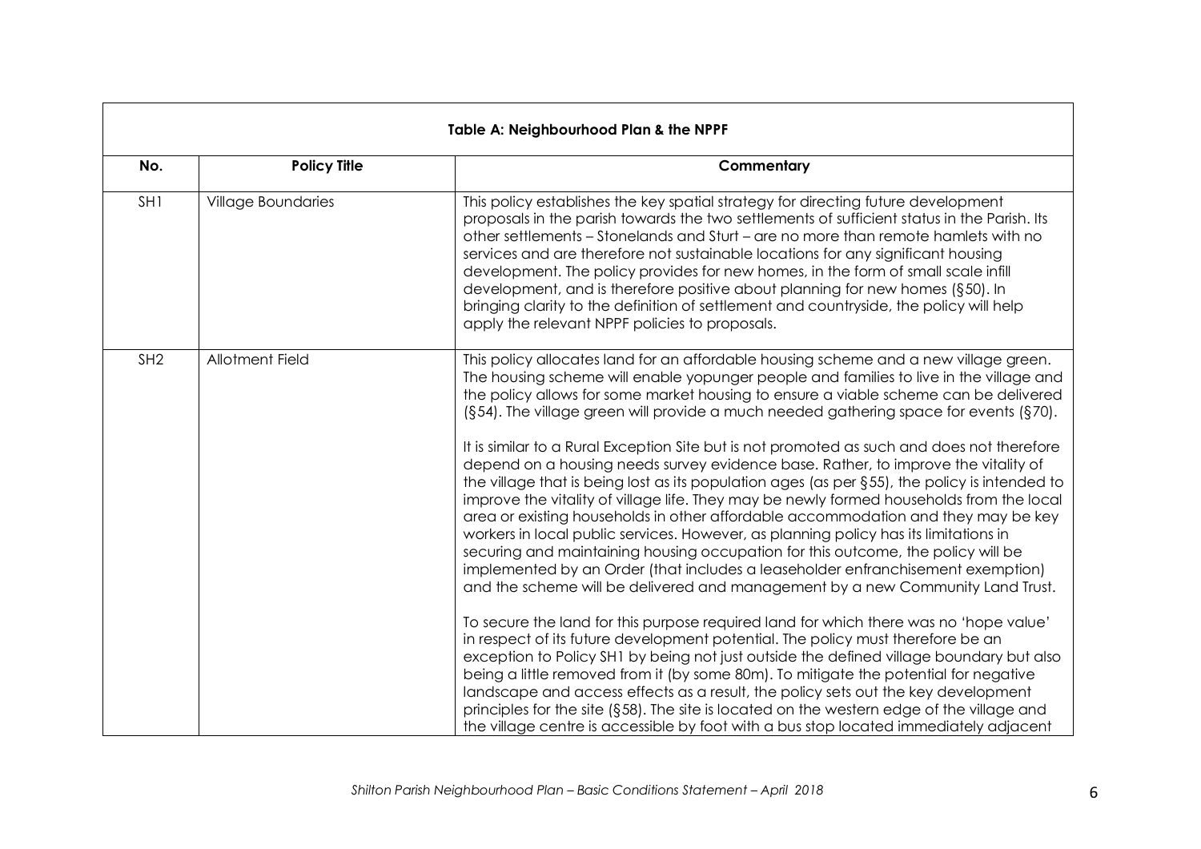| Table A: Neighbourhood Plan & the NPPF | | |
|---|---|---|
| **No.** | **Policy Title** | **Commentary** |
| SH1 | Village Boundaries | This policy establishes the key spatial strategy for directing future development proposals in the parish towards the two settlements of sufficient status in the Parish. Its other settlements – Stonelands and Sturt – are no more than remote hamlets with no services and are therefore not sustainable locations for any significant housing development. The policy provides for new homes, in the form of small scale infill development, and is therefore positive about planning for new homes (§50). In bringing clarity to the definition of settlement and countryside, the policy will help apply the relevant NPPF policies to proposals. |
| SH2 | Allotment Field | This policy allocates land for an affordable housing scheme and a new village green. The housing scheme will enable yopunger people and families to live in the village and the policy allows for some market housing to ensure a viable scheme can be delivered (§54). The village green will provide a much needed gathering space for events (§70).<br><br>It is similar to a Rural Exception Site but is not promoted as such and does not therefore depend on a housing needs survey evidence base. Rather, to improve the vitality of the village that is being lost as its population ages (as per §55), the policy is intended to improve the vitality of village life. They may be newly formed households from the local area or existing households in other affordable accommodation and they may be key workers in local public services. However, as planning policy has its limitations in securing and maintaining housing occupation for this outcome, the policy will be implemented by an Order (that includes a leaseholder enfranchisement exemption) and the scheme will be delivered and management by a new Community Land Trust.<br><br>To secure the land for this purpose required land for which there was no 'hope value' in respect of its future development potential. The policy must therefore be an exception to Policy SH1 by being not just outside the defined village boundary but also being a little removed from it (by some 80m). To mitigate the potential for negative landscape and access effects as a result, the policy sets out the key development principles for the site (§58). The site is located on the western edge of the village and the village centre is accessible by foot with a bus stop located immediately adjacent |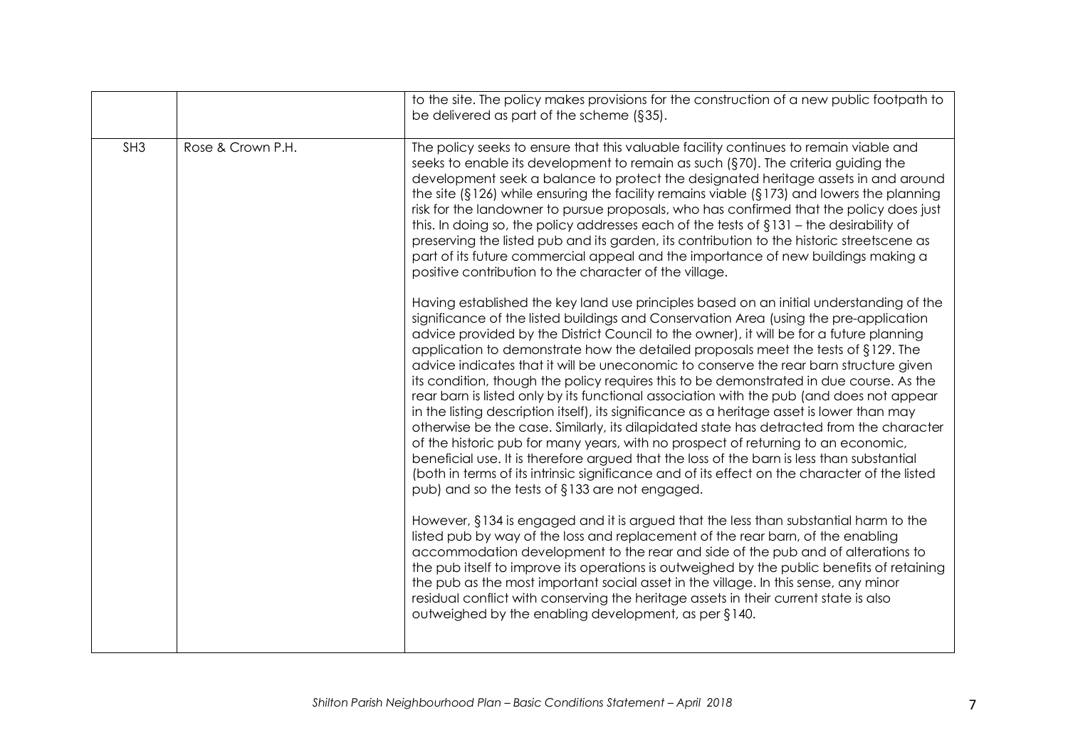| | | |
|---|---|---|
| | | to the site. The policy makes provisions for the construction of a new public footpath to be delivered as part of the scheme (§35). |
| SH3 | Rose & Crown P.H. | The policy seeks to ensure that this valuable facility continues to remain viable and seeks to enable its development to remain as such (§70). The criteria guiding the development seek a balance to protect the designated heritage assets in and around the site (§126) while ensuring the facility remains viable (§173) and lowers the planning risk for the landowner to pursue proposals, who has confirmed that the policy does just this. In doing so, the policy addresses each of the tests of §131 – the desirability of preserving the listed pub and its garden, its contribution to the historic streetscene as part of its future commercial appeal and the importance of new buildings making a positive contribution to the character of the village.<br><br>Having established the key land use principles based on an initial understanding of the significance of the listed buildings and Conservation Area (using the pre-application advice provided by the District Council to the owner), it will be for a future planning application to demonstrate how the detailed proposals meet the tests of §129. The advice indicates that it will be uneconomic to conserve the rear barn structure given its condition, though the policy requires this to be demonstrated in due course. As the rear barn is listed only by its functional association with the pub (and does not appear in the listing description itself), its significance as a heritage asset is lower than may otherwise be the case. Similarly, its dilapidated state has detracted from the character of the historic pub for many years, with no prospect of returning to an economic, beneficial use. It is therefore argued that the loss of the barn is less than substantial (both in terms of its intrinsic significance and of its effect on the character of the listed pub) and so the tests of §133 are not engaged.<br><br>However, §134 is engaged and it is argued that the less than substantial harm to the listed pub by way of the loss and replacement of the rear barn, of the enabling accommodation development to the rear and side of the pub and of alterations to the pub itself to improve its operations is outweighed by the public benefits of retaining the pub as the most important social asset in the village. In this sense, any minor residual conflict with conserving the heritage assets in their current state is also outweighed by the enabling development, as per §140. |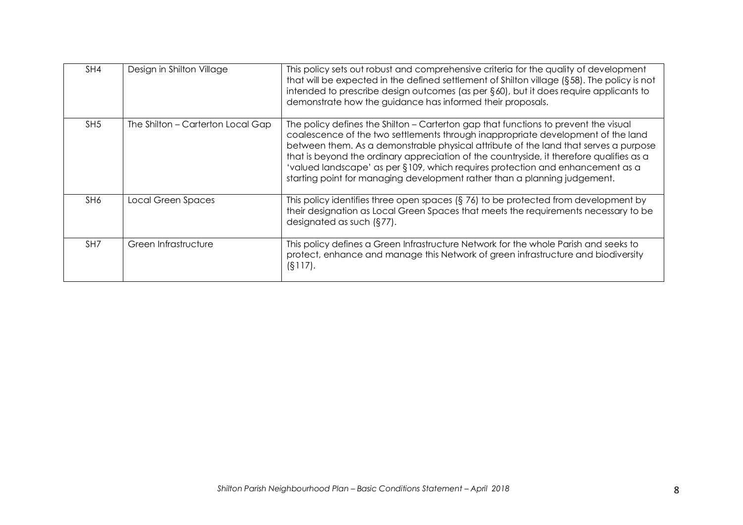| | | |
|---|---|---|
| SH4 | Design in Shilton Village | This policy sets out robust and comprehensive criteria for the quality of development that will be expected in the defined settlement of Shilton village (§58). The policy is not intended to prescribe design outcomes (as per §60), but it does require applicants to demonstrate how the guidance has informed their proposals. |
| SH5 | The Shilton – Carterton Local Gap | The policy defines the Shilton – Carterton gap that functions to prevent the visual coalescence of the two settlements through inappropriate development of the land between them. As a demonstrable physical attribute of the land that serves a purpose that is beyond the ordinary appreciation of the countryside, it therefore qualifies as a 'valued landscape' as per §109, which requires protection and enhancement as a starting point for managing development rather than a planning judgement. |
| SH6 | Local Green Spaces | This policy identifies three open spaces (§ 76) to be protected from development by their designation as Local Green Spaces that meets the requirements necessary to be designated as such (§77). |
| SH7 | Green Infrastructure | This policy defines a Green Infrastructure Network for the whole Parish and seeks to protect, enhance and manage this Network of green infrastructure and biodiversity (§117). |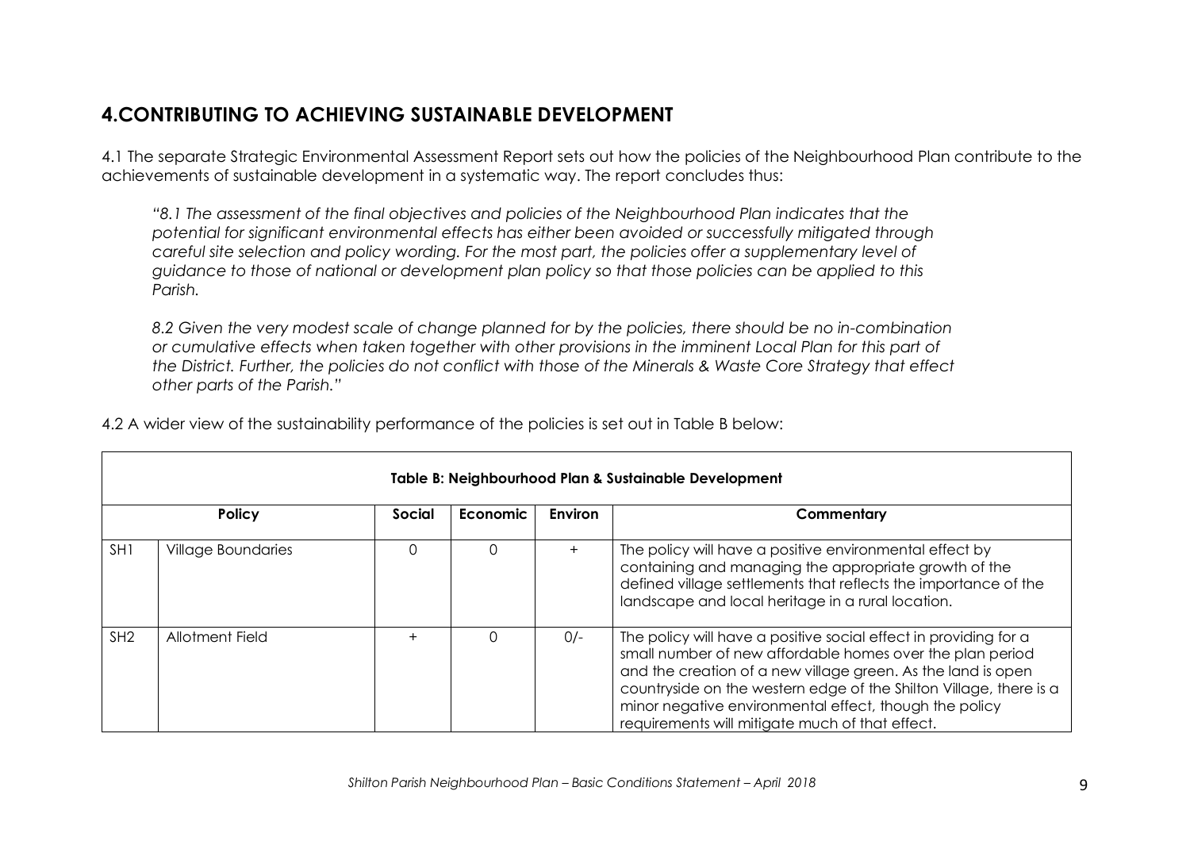## 4.CONTRIBUTING TO ACHIEVING SUSTAINABLE DEVELOPMENT

4.1 The separate Strategic Environmental Assessment Report sets out how the policies of the Neighbourhood Plan contribute to the achievements of sustainable development in a systematic way. The report concludes thus:

> *"8.1 The assessment of the final objectives and policies of the Neighbourhood Plan indicates that the potential for significant environmental effects has either been avoided or successfully mitigated through careful site selection and policy wording. For the most part, the policies offer a supplementary level of guidance to those of national or development plan policy so that those policies can be applied to this Parish.*
>
> *8.2 Given the very modest scale of change planned for by the policies, there should be no in-combination or cumulative effects when taken together with other provisions in the imminent Local Plan for this part of the District. Further, the policies do not conflict with those of the Minerals & Waste Core Strategy that effect other parts of the Parish."*

4.2 A wider view of the sustainability performance of the policies is set out in Table B below:

| **Table B: Neighbourhood Plan & Sustainable Development** | | | | | |
|---|---|---|---|---|---|
| **Policy** | | **Social** | **Economic** | **Environ** | **Commentary** |
| SH1 | Village Boundaries | 0 | 0 | + | The policy will have a positive environmental effect by containing and managing the appropriate growth of the defined village settlements that reflects the importance of the landscape and local heritage in a rural location. |
| SH2 | Allotment Field | + | 0 | 0/- | The policy will have a positive social effect in providing for a small number of new affordable homes over the plan period and the creation of a new village green. As the land is open countryside on the western edge of the Shilton Village, there is a minor negative environmental effect, though the policy requirements will mitigate much of that effect. |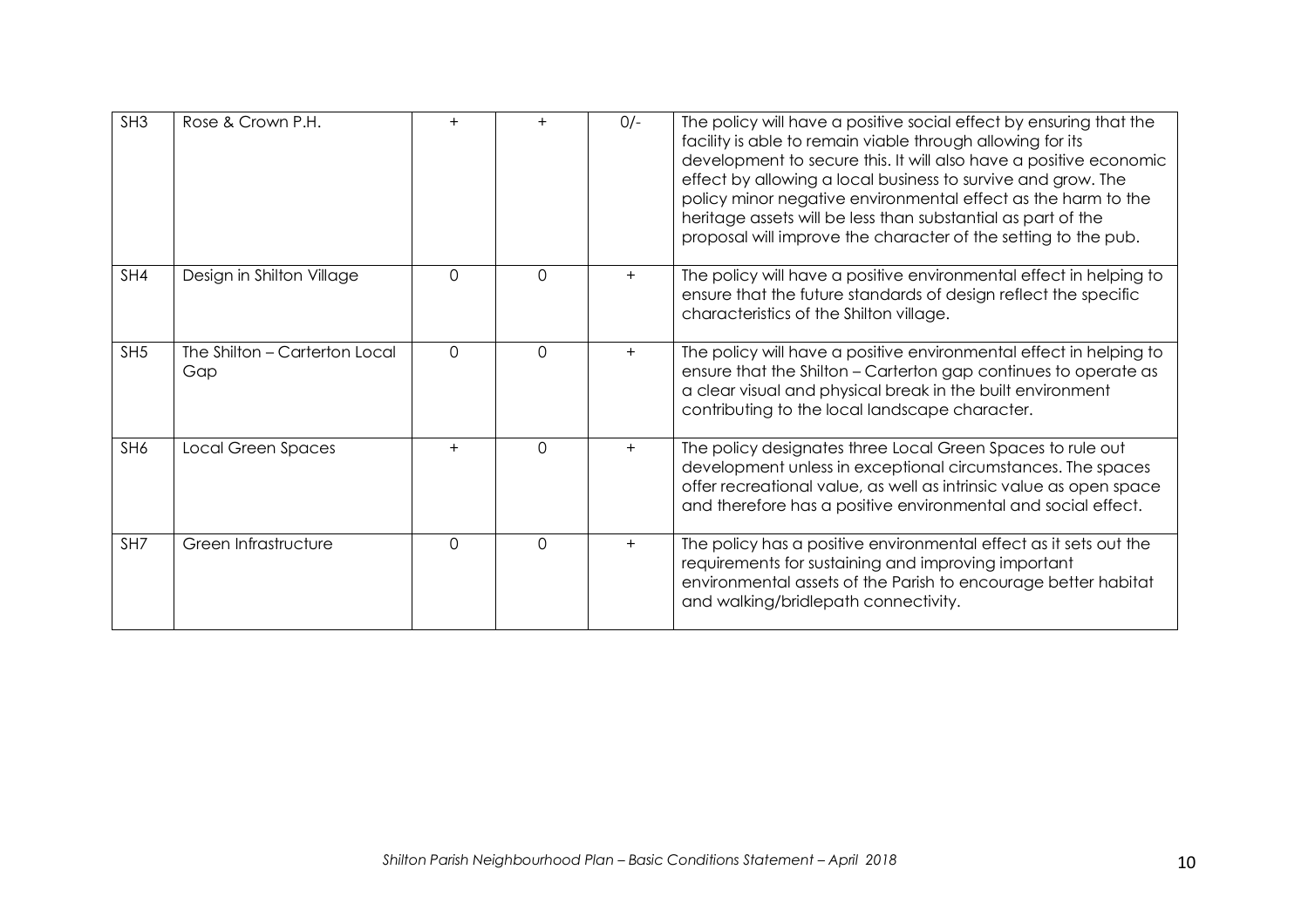| | | | | | |
|---|---|---|---|---|---|
| SH3 | Rose & Crown P.H. | + | + | 0/- | The policy will have a positive social effect by ensuring that the facility is able to remain viable through allowing for its development to secure this. It will also have a positive economic effect by allowing a local business to survive and grow. The policy minor negative environmental effect as the harm to the heritage assets will be less than substantial as part of the proposal will improve the character of the setting to the pub. |
| SH4 | Design in Shilton Village | 0 | 0 | + | The policy will have a positive environmental effect in helping to ensure that the future standards of design reflect the specific characteristics of the Shilton village. |
| SH5 | The Shilton – Carterton Local Gap | 0 | 0 | + | The policy will have a positive environmental effect in helping to ensure that the Shilton – Carterton gap continues to operate as a clear visual and physical break in the built environment contributing to the local landscape character. |
| SH6 | Local Green Spaces | + | 0 | + | The policy designates three Local Green Spaces to rule out development unless in exceptional circumstances. The spaces offer recreational value, as well as intrinsic value as open space and therefore has a positive environmental and social effect. |
| SH7 | Green Infrastructure | 0 | 0 | + | The policy has a positive environmental effect as it sets out the requirements for sustaining and improving important environmental assets of the Parish to encourage better habitat and walking/bridlepath connectivity. |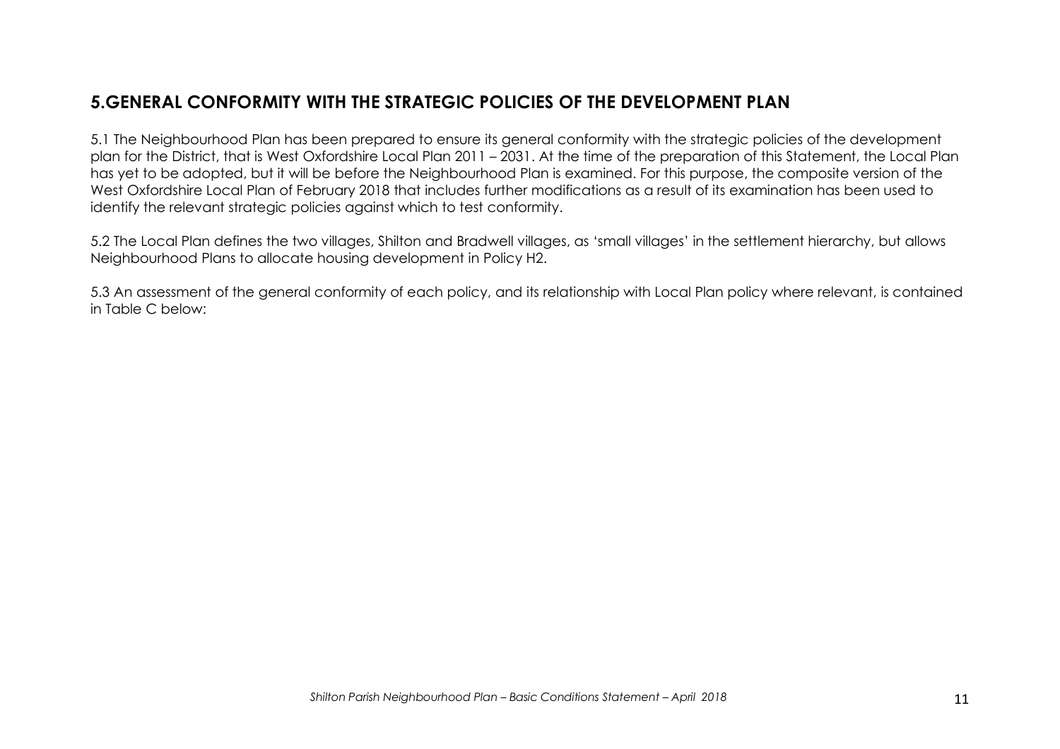## 5.GENERAL CONFORMITY WITH THE STRATEGIC POLICIES OF THE DEVELOPMENT PLAN

5.1 The Neighbourhood Plan has been prepared to ensure its general conformity with the strategic policies of the development plan for the District, that is West Oxfordshire Local Plan 2011 – 2031. At the time of the preparation of this Statement, the Local Plan has yet to be adopted, but it will be before the Neighbourhood Plan is examined. For this purpose, the composite version of the West Oxfordshire Local Plan of February 2018 that includes further modifications as a result of its examination has been used to identify the relevant strategic policies against which to test conformity.

5.2 The Local Plan defines the two villages, Shilton and Bradwell villages, as 'small villages' in the settlement hierarchy, but allows Neighbourhood Plans to allocate housing development in Policy H2.

5.3 An assessment of the general conformity of each policy, and its relationship with Local Plan policy where relevant, is contained in Table C below: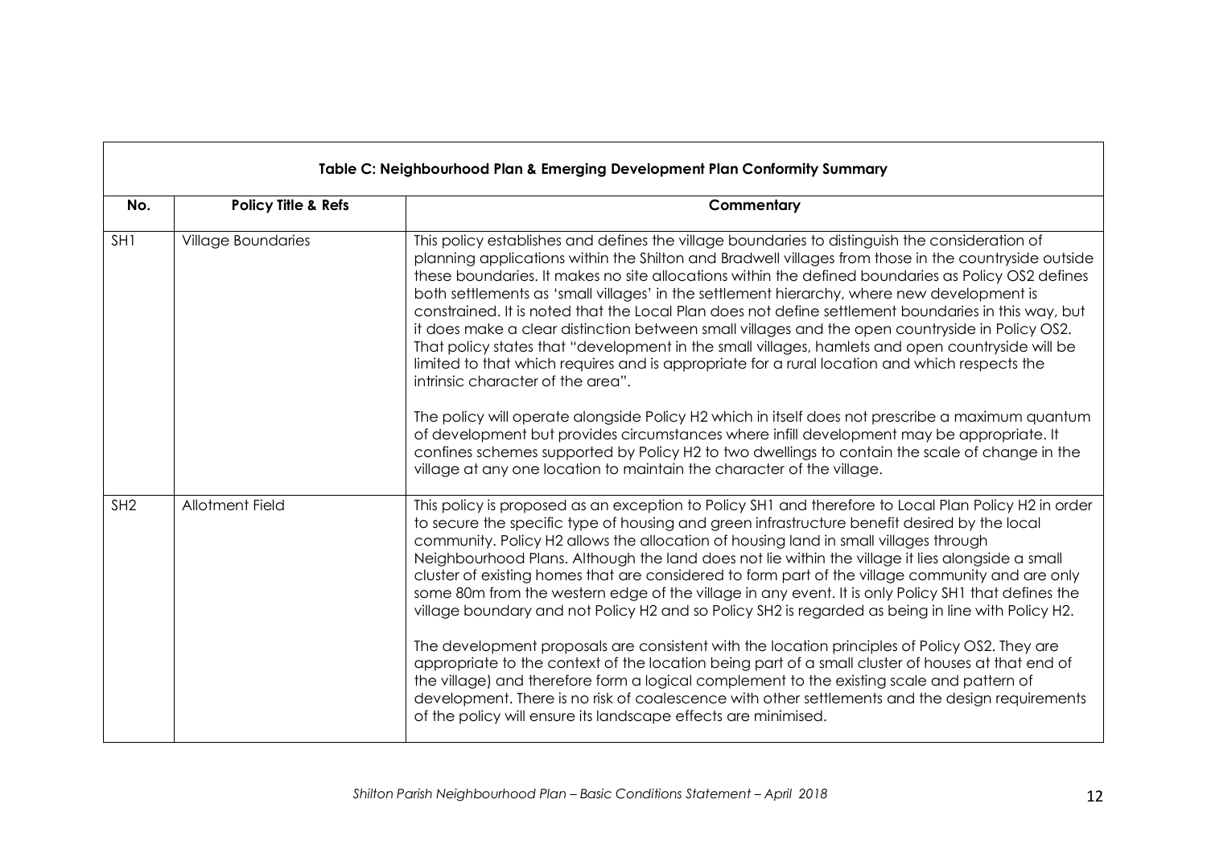| Table C: Neighbourhood Plan & Emerging Development Plan Conformity Summary | | |
|---|---|---|
| **No.** | **Policy Title & Refs** | **Commentary** |
| SH1 | Village Boundaries | This policy establishes and defines the village boundaries to distinguish the consideration of planning applications within the Shilton and Bradwell villages from those in the countryside outside these boundaries. It makes no site allocations within the defined boundaries as Policy OS2 defines both settlements as 'small villages' in the settlement hierarchy, where new development is constrained. It is noted that the Local Plan does not define settlement boundaries in this way, but it does make a clear distinction between small villages and the open countryside in Policy OS2. That policy states that "development in the small villages, hamlets and open countryside will be limited to that which requires and is appropriate for a rural location and which respects the intrinsic character of the area".<br><br>The policy will operate alongside Policy H2 which in itself does not prescribe a maximum quantum of development but provides circumstances where infill development may be appropriate. It confines schemes supported by Policy H2 to two dwellings to contain the scale of change in the village at any one location to maintain the character of the village. |
| SH2 | Allotment Field | This policy is proposed as an exception to Policy SH1 and therefore to Local Plan Policy H2 in order to secure the specific type of housing and green infrastructure benefit desired by the local community. Policy H2 allows the allocation of housing land in small villages through Neighbourhood Plans. Although the land does not lie within the village it lies alongside a small cluster of existing homes that are considered to form part of the village community and are only some 80m from the western edge of the village in any event. It is only Policy SH1 that defines the village boundary and not Policy H2 and so Policy SH2 is regarded as being in line with Policy H2.<br><br>The development proposals are consistent with the location principles of Policy OS2. They are appropriate to the context of the location being part of a small cluster of houses at that end of the village) and therefore form a logical complement to the existing scale and pattern of development. There is no risk of coalescence with other settlements and the design requirements of the policy will ensure its landscape effects are minimised. |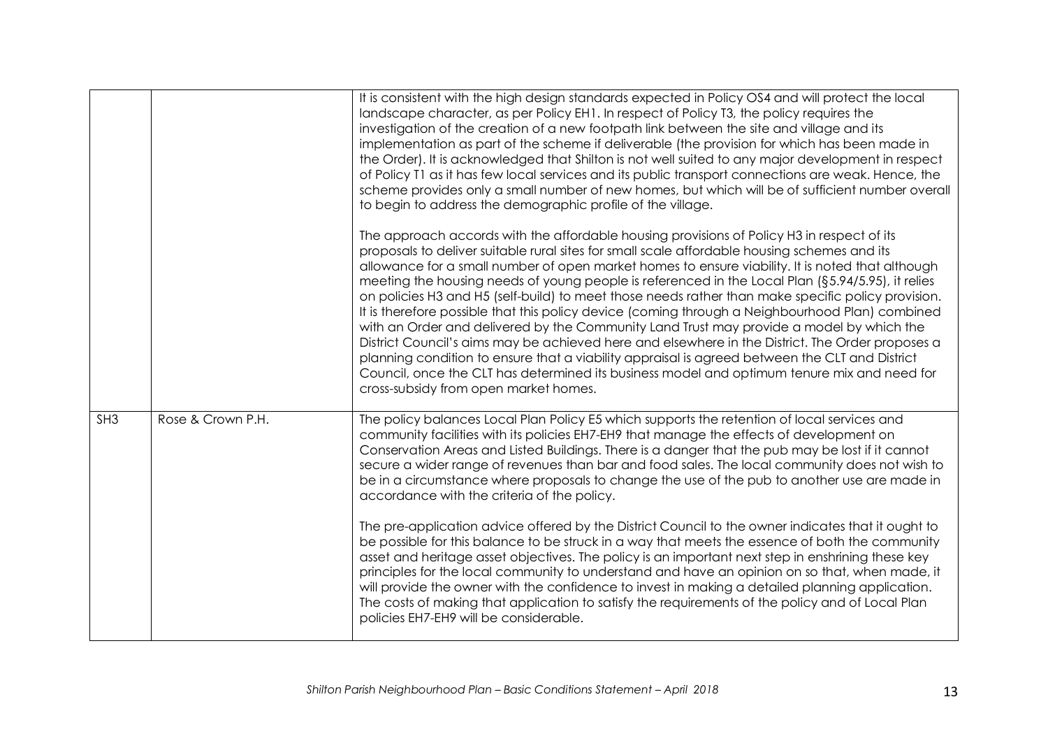| | | |
|---|---|---|
| | | It is consistent with the high design standards expected in Policy OS4 and will protect the local landscape character, as per Policy EH1. In respect of Policy T3, the policy requires the investigation of the creation of a new footpath link between the site and village and its implementation as part of the scheme if deliverable (the provision for which has been made in the Order). It is acknowledged that Shilton is not well suited to any major development in respect of Policy T1 as it has few local services and its public transport connections are weak. Hence, the scheme provides only a small number of new homes, but which will be of sufficient number overall to begin to address the demographic profile of the village.<br><br>The approach accords with the affordable housing provisions of Policy H3 in respect of its proposals to deliver suitable rural sites for small scale affordable housing schemes and its allowance for a small number of open market homes to ensure viability. It is noted that although meeting the housing needs of young people is referenced in the Local Plan (§5.94/5.95), it relies on policies H3 and H5 (self-build) to meet those needs rather than make specific policy provision. It is therefore possible that this policy device (coming through a Neighbourhood Plan) combined with an Order and delivered by the Community Land Trust may provide a model by which the District Council's aims may be achieved here and elsewhere in the District. The Order proposes a planning condition to ensure that a viability appraisal is agreed between the CLT and District Council, once the CLT has determined its business model and optimum tenure mix and need for cross-subsidy from open market homes. |
| SH3 | Rose & Crown P.H. | The policy balances Local Plan Policy E5 which supports the retention of local services and community facilities with its policies EH7-EH9 that manage the effects of development on Conservation Areas and Listed Buildings. There is a danger that the pub may be lost if it cannot secure a wider range of revenues than bar and food sales. The local community does not wish to be in a circumstance where proposals to change the use of the pub to another use are made in accordance with the criteria of the policy.<br><br>The pre-application advice offered by the District Council to the owner indicates that it ought to be possible for this balance to be struck in a way that meets the essence of both the community asset and heritage asset objectives. The policy is an important next step in enshrining these key principles for the local community to understand and have an opinion on so that, when made, it will provide the owner with the confidence to invest in making a detailed planning application. The costs of making that application to satisfy the requirements of the policy and of Local Plan policies EH7-EH9 will be considerable. |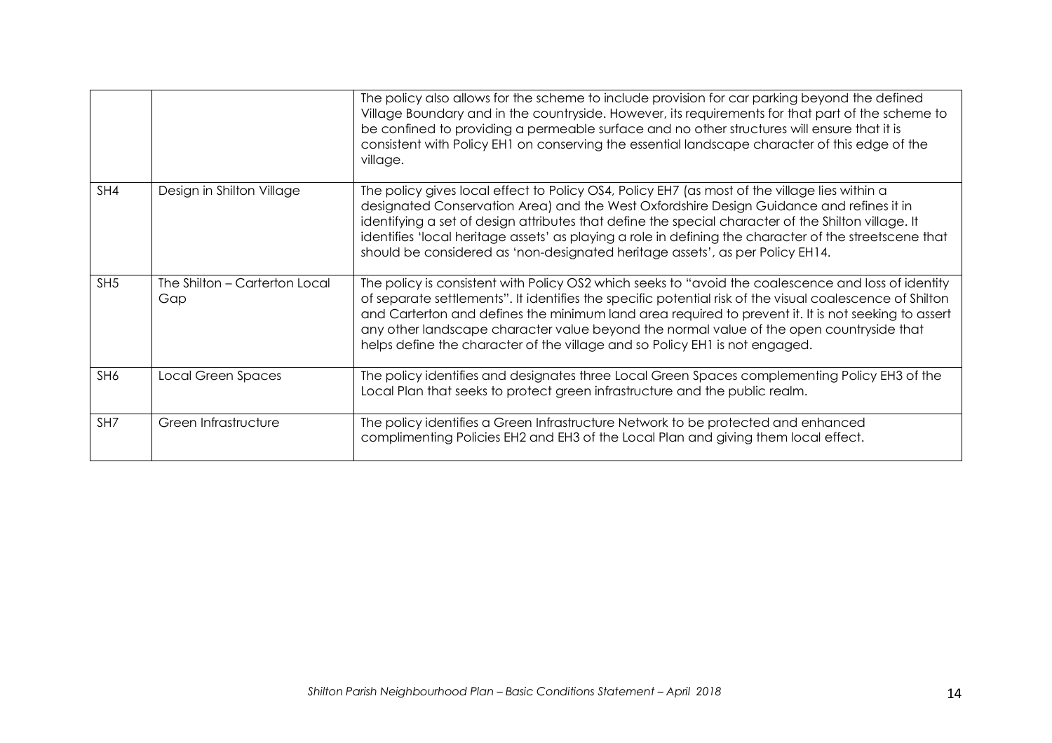| | | |
|---|---|---|
| | | The policy also allows for the scheme to include provision for car parking beyond the defined Village Boundary and in the countryside. However, its requirements for that part of the scheme to be confined to providing a permeable surface and no other structures will ensure that it is consistent with Policy EH1 on conserving the essential landscape character of this edge of the village. |
| SH4 | Design in Shilton Village | The policy gives local effect to Policy OS4, Policy EH7 (as most of the village lies within a designated Conservation Area) and the West Oxfordshire Design Guidance and refines it in identifying a set of design attributes that define the special character of the Shilton village. It identifies 'local heritage assets' as playing a role in defining the character of the streetscene that should be considered as 'non-designated heritage assets', as per Policy EH14. |
| SH5 | The Shilton – Carterton Local Gap | The policy is consistent with Policy OS2 which seeks to "avoid the coalescence and loss of identity of separate settlements". It identifies the specific potential risk of the visual coalescence of Shilton and Carterton and defines the minimum land area required to prevent it. It is not seeking to assert any other landscape character value beyond the normal value of the open countryside that helps define the character of the village and so Policy EH1 is not engaged. |
| SH6 | Local Green Spaces | The policy identifies and designates three Local Green Spaces complementing Policy EH3 of the Local Plan that seeks to protect green infrastructure and the public realm. |
| SH7 | Green Infrastructure | The policy identifies a Green Infrastructure Network to be protected and enhanced complimenting Policies EH2 and EH3 of the Local Plan and giving them local effect. |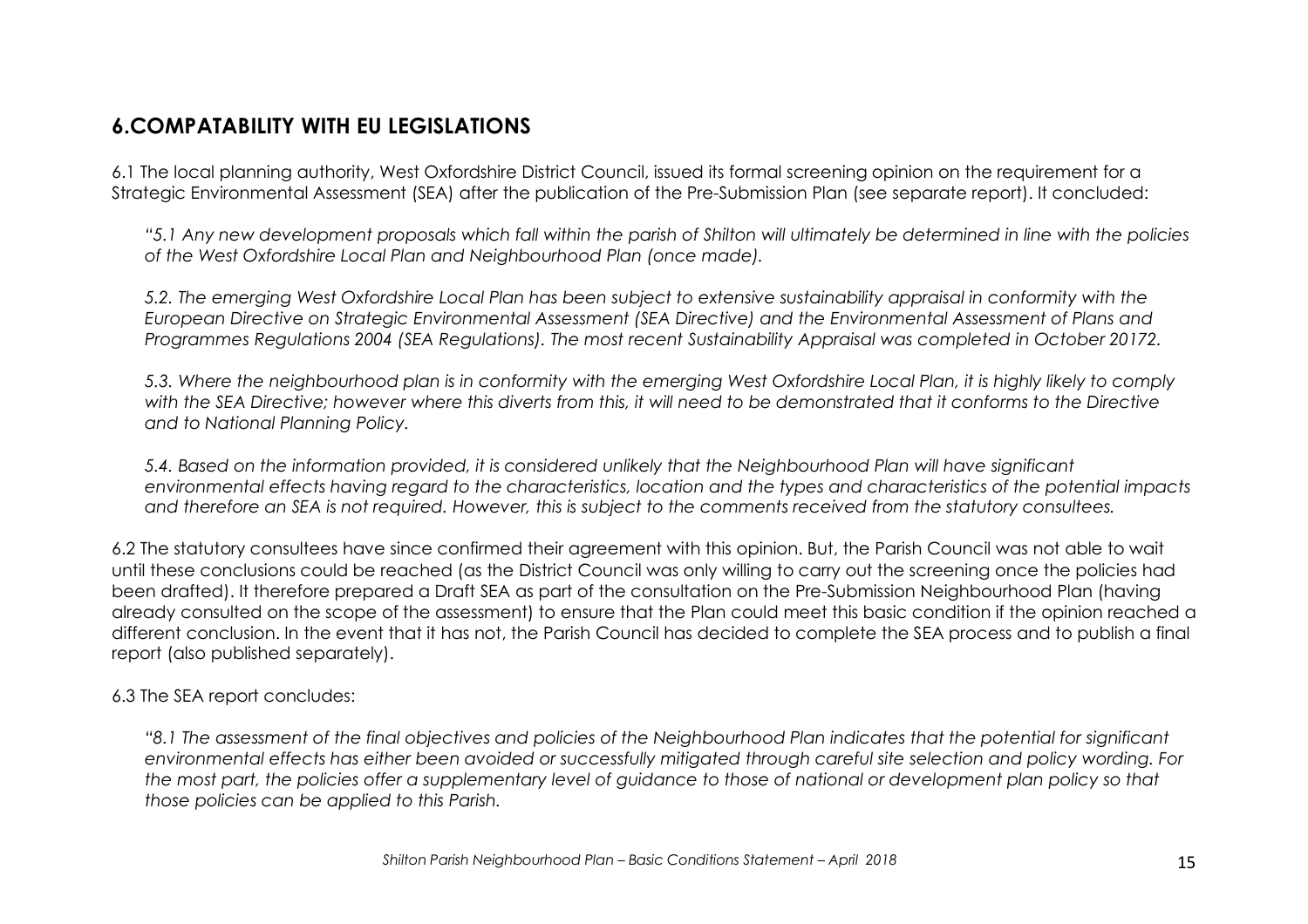## 6.COMPATABILITY WITH EU LEGISLATIONS

6.1 The local planning authority, West Oxfordshire District Council, issued its formal screening opinion on the requirement for a Strategic Environmental Assessment (SEA) after the publication of the Pre-Submission Plan (see separate report). It concluded:

> *"5.1 Any new development proposals which fall within the parish of Shilton will ultimately be determined in line with the policies of the West Oxfordshire Local Plan and Neighbourhood Plan (once made).*
>
> *5.2. The emerging West Oxfordshire Local Plan has been subject to extensive sustainability appraisal in conformity with the European Directive on Strategic Environmental Assessment (SEA Directive) and the Environmental Assessment of Plans and Programmes Regulations 2004 (SEA Regulations). The most recent Sustainability Appraisal was completed in October 20172.*
>
> *5.3. Where the neighbourhood plan is in conformity with the emerging West Oxfordshire Local Plan, it is highly likely to comply with the SEA Directive; however where this diverts from this, it will need to be demonstrated that it conforms to the Directive and to National Planning Policy.*
>
> *5.4. Based on the information provided, it is considered unlikely that the Neighbourhood Plan will have significant environmental effects having regard to the characteristics, location and the types and characteristics of the potential impacts and therefore an SEA is not required. However, this is subject to the comments received from the statutory consultees.*

6.2 The statutory consultees have since confirmed their agreement with this opinion. But, the Parish Council was not able to wait until these conclusions could be reached (as the District Council was only willing to carry out the screening once the policies had been drafted). It therefore prepared a Draft SEA as part of the consultation on the Pre-Submission Neighbourhood Plan (having already consulted on the scope of the assessment) to ensure that the Plan could meet this basic condition if the opinion reached a different conclusion. In the event that it has not, the Parish Council has decided to complete the SEA process and to publish a final report (also published separately).

6.3 The SEA report concludes:

> *"8.1 The assessment of the final objectives and policies of the Neighbourhood Plan indicates that the potential for significant environmental effects has either been avoided or successfully mitigated through careful site selection and policy wording. For the most part, the policies offer a supplementary level of guidance to those of national or development plan policy so that those policies can be applied to this Parish.*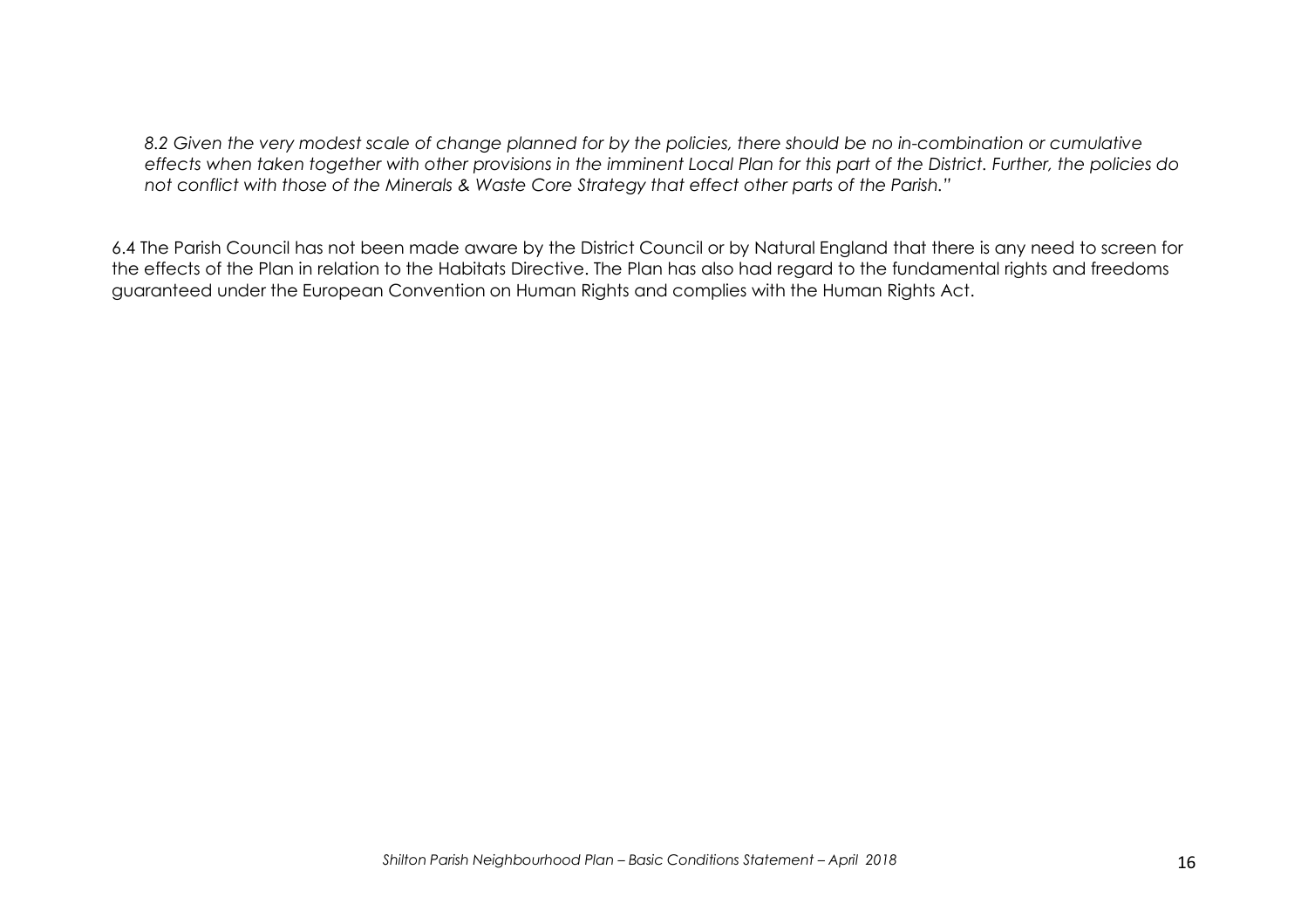*8.2 Given the very modest scale of change planned for by the policies, there should be no in-combination or cumulative effects when taken together with other provisions in the imminent Local Plan for this part of the District. Further, the policies do not conflict with those of the Minerals & Waste Core Strategy that effect other parts of the Parish."*

6.4 The Parish Council has not been made aware by the District Council or by Natural England that there is any need to screen for the effects of the Plan in relation to the Habitats Directive. The Plan has also had regard to the fundamental rights and freedoms guaranteed under the European Convention on Human Rights and complies with the Human Rights Act.